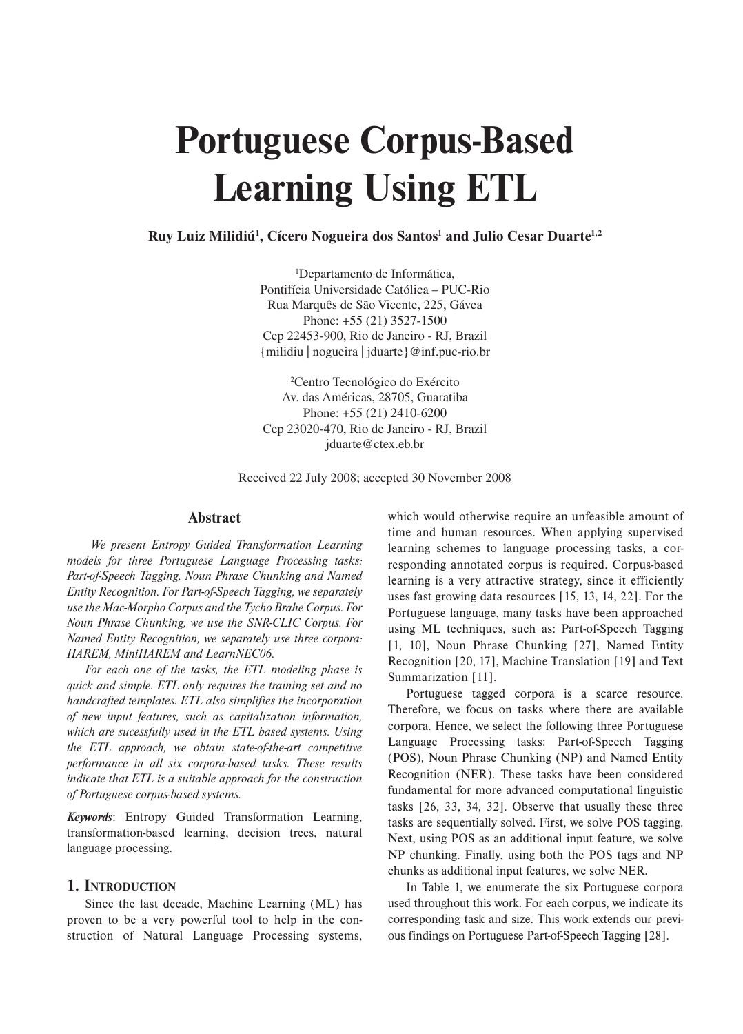# Portuguese Corpus-Based Learning Using ETL

**Ruy Luiz Milidiú[1], Cícero Nogueira dos Santos[1] and Julio Cesar Duarte[1,2]**

[1]Departamento de Informática,
Pontifícia Universidade Católica – PUC-Rio
Rua Marquês de São Vicente, 225, Gávea
Phone: +55 (21) 3527-1500
Cep 22453-900, Rio de Janeiro - RJ, Brazil
{milidiu | nogueira | jduarte}@inf.puc-rio.br

[2]Centro Tecnológico do Exército
Av. das Américas, 28705, Guaratiba
Phone: +55 (21) 2410-6200
Cep 23020-470, Rio de Janeiro - RJ, Brazil
jduarte@ctex.eb.br

Received 22 July 2008; accepted 30 November 2008

## Abstract

*We present Entropy Guided Transformation Learning models for three Portuguese Language Processing tasks: Part-of-Speech Tagging, Noun Phrase Chunking and Named Entity Recognition. For Part-of-Speech Tagging, we separately use the Mac-Morpho Corpus and the Tycho Brahe Corpus. For Noun Phrase Chunking, we use the SNR-CLIC Corpus. For Named Entity Recognition, we separately use three corpora: HAREM, MiniHAREM and LearnNEC06.*

*For each one of the tasks, the ETL modeling phase is quick and simple. ETL only requires the training set and no handcrafted templates. ETL also simplifies the incorporation of new input features, such as capitalization information, which are sucessfully used in the ETL based systems. Using the ETL approach, we obtain state-of-the-art competitive performance in all six corpora-based tasks. These results indicate that ETL is a suitable approach for the construction of Portuguese corpus-based systems.*

***Keywords***: Entropy Guided Transformation Learning, transformation-based learning, decision trees, natural language processing.

## 1. Introduction

Since the last decade, Machine Learning (ML) has proven to be a very powerful tool to help in the construction of Natural Language Processing systems, which would otherwise require an unfeasible amount of time and human resources. When applying supervised learning schemes to language processing tasks, a corresponding annotated corpus is required. Corpus-based learning is a very attractive strategy, since it efficiently uses fast growing data resources [15, 13, 14, 22]. For the Portuguese language, many tasks have been approached using ML techniques, such as: Part-of-Speech Tagging [1, 10], Noun Phrase Chunking [27], Named Entity Recognition [20, 17], Machine Translation [19] and Text Summarization [11].

Portuguese tagged corpora is a scarce resource. Therefore, we focus on tasks where there are available corpora. Hence, we select the following three Portuguese Language Processing tasks: Part-of-Speech Tagging (POS), Noun Phrase Chunking (NP) and Named Entity Recognition (NER). These tasks have been considered fundamental for more advanced computational linguistic tasks [26, 33, 34, 32]. Observe that usually these three tasks are sequentially solved. First, we solve POS tagging. Next, using POS as an additional input feature, we solve NP chunking. Finally, using both the POS tags and NP chunks as additional input features, we solve NER.

In Table 1, we enumerate the six Portuguese corpora used throughout this work. For each corpus, we indicate its corresponding task and size. This work extends our previous findings on Portuguese Part-of-Speech Tagging [28].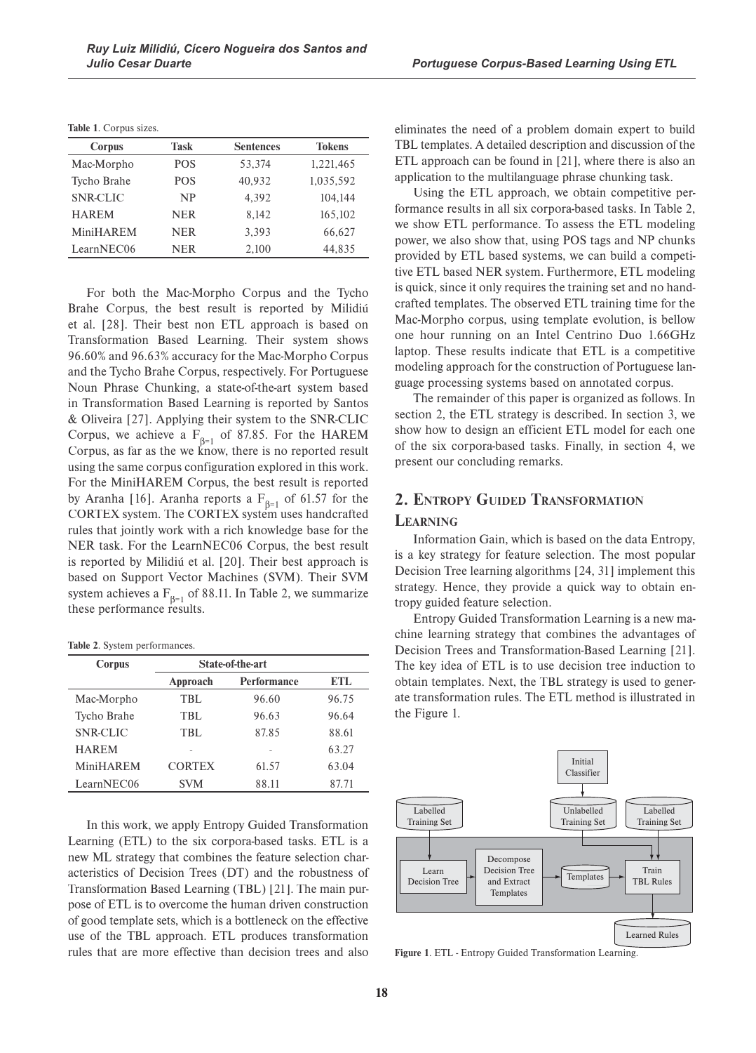**Table 1**. Corpus sizes.

| Corpus | Task | Sentences | Tokens |
|---|---|---|---|
| Mac-Morpho | POS | 53,374 | 1,221,465 |
| Tycho Brahe | POS | 40,932 | 1,035,592 |
| SNR-CLIC | NP | 4,392 | 104,144 |
| HAREM | NER | 8,142 | 165,102 |
| MiniHAREM | NER | 3,393 | 66,627 |
| LearnNEC06 | NER | 2,100 | 44,835 |

For both the Mac-Morpho Corpus and the Tycho Brahe Corpus, the best result is reported by Milidiú et al. [28]. Their best non ETL approach is based on Transformation Based Learning. Their system shows 96.60% and 96.63% accuracy for the Mac-Morpho Corpus and the Tycho Brahe Corpus, respectively. For Portuguese Noun Phrase Chunking, a state-of-the-art system based in Transformation Based Learning is reported by Santos & Oliveira [27]. Applying their system to the SNR-CLIC Corpus, we achieve a $F_{\beta=1}$ of 87.85. For the HAREM Corpus, as far as the we know, there is no reported result using the same corpus configuration explored in this work. For the MiniHAREM Corpus, the best result is reported by Aranha [16]. Aranha reports a $F_{\beta=1}$ of 61.57 for the CORTEX system. The CORTEX system uses handcrafted rules that jointly work with a rich knowledge base for the NER task. For the LearnNEC06 Corpus, the best result is reported by Milidiú et al. [20]. Their best approach is based on Support Vector Machines (SVM). Their SVM system achieves a $F_{\beta=1}$ of 88.11. In Table 2, we summarize these performance results.

**Table 2**. System performances.

| Corpus | State-of-the-art | | ETL |
|---|---|---|---|
| | Approach | Performance | |
| Mac-Morpho | TBL | 96.60 | 96.75 |
| Tycho Brahe | TBL | 96.63 | 96.64 |
| SNR-CLIC | TBL | 87.85 | 88.61 |
| HAREM | - | - | 63.27 |
| MiniHAREM | CORTEX | 61.57 | 63.04 |
| LearnNEC06 | SVM | 88.11 | 87.71 |

In this work, we apply Entropy Guided Transformation Learning (ETL) to the six corpora-based tasks. ETL is a new ML strategy that combines the feature selection characteristics of Decision Trees (DT) and the robustness of Transformation Based Learning (TBL) [21]. The main purpose of ETL is to overcome the human driven construction of good template sets, which is a bottleneck on the effective use of the TBL approach. ETL produces transformation rules that are more effective than decision trees and also eliminates the need of a problem domain expert to build TBL templates. A detailed description and discussion of the ETL approach can be found in [21], where there is also an application to the multilanguage phrase chunking task.

Using the ETL approach, we obtain competitive performance results in all six corpora-based tasks. In Table 2, we show ETL performance. To assess the ETL modeling power, we also show that, using POS tags and NP chunks provided by ETL based systems, we can build a competitive ETL based NER system. Furthermore, ETL modeling is quick, since it only requires the training set and no handcrafted templates. The observed ETL training time for the Mac-Morpho corpus, using template evolution, is bellow one hour running on an Intel Centrino Duo 1.66GHz laptop. These results indicate that ETL is a competitive modeling approach for the construction of Portuguese language processing systems based on annotated corpus.

The remainder of this paper is organized as follows. In section 2, the ETL strategy is described. In section 3, we show how to design an efficient ETL model for each one of the six corpora-based tasks. Finally, in section 4, we present our concluding remarks.

## 2. Entropy Guided Transformation Learning

Information Gain, which is based on the data Entropy, is a key strategy for feature selection. The most popular Decision Tree learning algorithms [24, 31] implement this strategy. Hence, they provide a quick way to obtain entropy guided feature selection.

Entropy Guided Transformation Learning is a new machine learning strategy that combines the advantages of Decision Trees and Transformation-Based Learning [21]. The key idea of ETL is to use decision tree induction to obtain templates. Next, the TBL strategy is used to generate transformation rules. The ETL method is illustrated in the Figure 1.

Initial Classifier

Labelled Training Set

Unlabelled Training Set

Labelled Training Set

Learn Decision Tree

Decompose Decision Tree and Extract Templates

Templates

Train TBL Rules

Learned Rules

**Figure 1**. ETL - Entropy Guided Transformation Learning.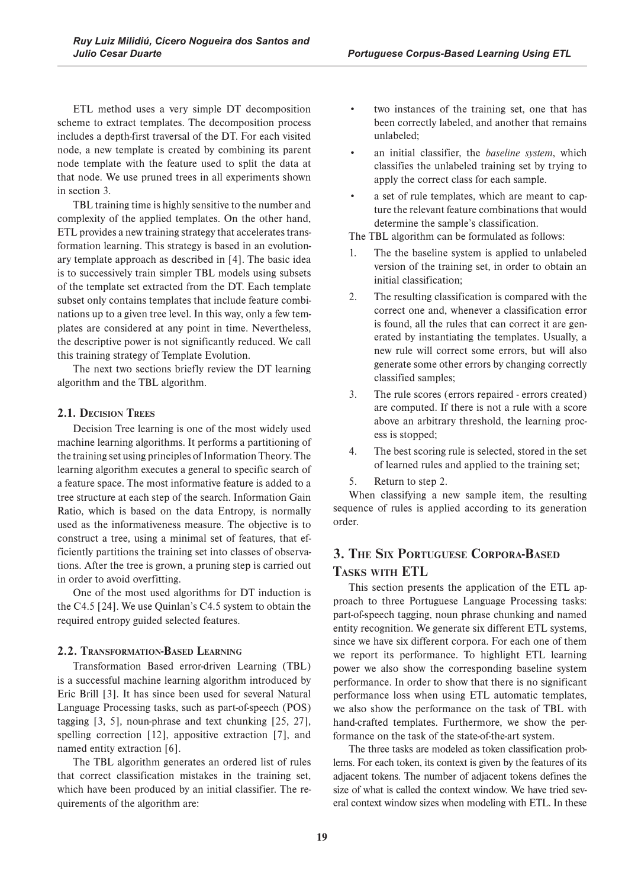ETL method uses a very simple DT decomposition scheme to extract templates. The decomposition process includes a depth-first traversal of the DT. For each visited node, a new template is created by combining its parent node template with the feature used to split the data at that node. We use pruned trees in all experiments shown in section 3.

TBL training time is highly sensitive to the number and complexity of the applied templates. On the other hand, ETL provides a new training strategy that accelerates transformation learning. This strategy is based in an evolutionary template approach as described in [4]. The basic idea is to successively train simpler TBL models using subsets of the template set extracted from the DT. Each template subset only contains templates that include feature combinations up to a given tree level. In this way, only a few templates are considered at any point in time. Nevertheless, the descriptive power is not significantly reduced. We call this training strategy of Template Evolution.

The next two sections briefly review the DT learning algorithm and the TBL algorithm.

### 2.1. Decision Trees

Decision Tree learning is one of the most widely used machine learning algorithms. It performs a partitioning of the training set using principles of Information Theory. The learning algorithm executes a general to specific search of a feature space. The most informative feature is added to a tree structure at each step of the search. Information Gain Ratio, which is based on the data Entropy, is normally used as the informativeness measure. The objective is to construct a tree, using a minimal set of features, that efficiently partitions the training set into classes of observations. After the tree is grown, a pruning step is carried out in order to avoid overfitting.

One of the most used algorithms for DT induction is the C4.5 [24]. We use Quinlan's C4.5 system to obtain the required entropy guided selected features.

### 2.2. Transformation-Based Learning

Transformation Based error-driven Learning (TBL) is a successful machine learning algorithm introduced by Eric Brill [3]. It has since been used for several Natural Language Processing tasks, such as part-of-speech (POS) tagging [3, 5], noun-phrase and text chunking [25, 27], spelling correction [12], appositive extraction [7], and named entity extraction [6].

The TBL algorithm generates an ordered list of rules that correct classification mistakes in the training set, which have been produced by an initial classifier. The requirements of the algorithm are:

- two instances of the training set, one that has been correctly labeled, and another that remains unlabeled;
- an initial classifier, the *baseline system*, which classifies the unlabeled training set by trying to apply the correct class for each sample.
- a set of rule templates, which are meant to capture the relevant feature combinations that would determine the sample's classification.

The TBL algorithm can be formulated as follows:

1. The the baseline system is applied to unlabeled version of the training set, in order to obtain an initial classification;
2. The resulting classification is compared with the correct one and, whenever a classification error is found, all the rules that can correct it are generated by instantiating the templates. Usually, a new rule will correct some errors, but will also generate some other errors by changing correctly classified samples;
3. The rule scores (errors repaired - errors created) are computed. If there is not a rule with a score above an arbitrary threshold, the learning process is stopped;
4. The best scoring rule is selected, stored in the set of learned rules and applied to the training set;
5. Return to step 2.

When classifying a new sample item, the resulting sequence of rules is applied according to its generation order.

## 3. The Six Portuguese Corpora-Based Tasks with ETL

This section presents the application of the ETL approach to three Portuguese Language Processing tasks: part-of-speech tagging, noun phrase chunking and named entity recognition. We generate six different ETL systems, since we have six different corpora. For each one of them we report its performance. To highlight ETL learning power we also show the corresponding baseline system performance. In order to show that there is no significant performance loss when using ETL automatic templates, we also show the performance on the task of TBL with hand-crafted templates. Furthermore, we show the performance on the task of the state-of-the-art system.

The three tasks are modeled as token classification problems. For each token, its context is given by the features of its adjacent tokens. The number of adjacent tokens defines the size of what is called the context window. We have tried several context window sizes when modeling with ETL. In these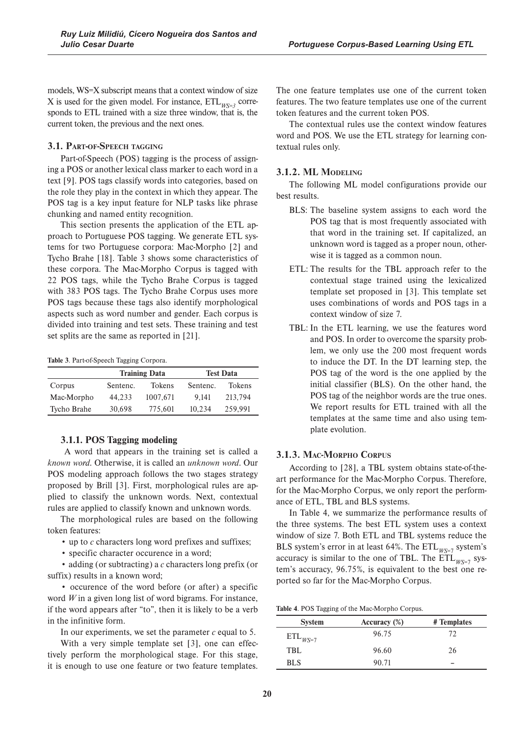models, WS=X subscript means that a context window of size X is used for the given model. For instance, $ETL_{WS=3}$ corresponds to ETL trained with a size three window, that is, the current token, the previous and the next ones.

### 3.1. Part-of-Speech tagging

Part-of-Speech (POS) tagging is the process of assigning a POS or another lexical class marker to each word in a text [9]. POS tags classify words into categories, based on the role they play in the context in which they appear. The POS tag is a key input feature for NLP tasks like phrase chunking and named entity recognition.

This section presents the application of the ETL approach to Portuguese POS tagging. We generate ETL systems for two Portuguese corpora: Mac-Morpho [2] and Tycho Brahe [18]. Table 3 shows some characteristics of these corpora. The Mac-Morpho Corpus is tagged with 22 POS tags, while the Tycho Brahe Corpus is tagged with 383 POS tags. The Tycho Brahe Corpus uses more POS tags because these tags also identify morphological aspects such as word number and gender. Each corpus is divided into training and test sets. These training and test set splits are the same as reported in [21].

**Table 3**. Part-of-Speech Tagging Corpora.

| | Training Data | | Test Data | |
|---|---|---|---|---|
| Corpus | Sentenc. | Tokens | Sentenc. | Tokens |
| Mac-Morpho | 44,233 | 1007,671 | 9,141 | 213,794 |
| Tycho Brahe | 30,698 | 775,601 | 10,234 | 259,991 |

#### 3.1.1. POS Tagging modeling

A word that appears in the training set is called a *known word*. Otherwise, it is called an *unknown word*. Our POS modeling approach follows the two stages strategy proposed by Brill [3]. First, morphological rules are applied to classify the unknown words. Next, contextual rules are applied to classify known and unknown words.

The morphological rules are based on the following token features:

- up to *c* characters long word prefixes and suffixes;
- specific character occurence in a word;
- adding (or subtracting) a *c* characters long prefix (or suffix) results in a known word;
- occurence of the word before (or after) a specific word *W* in a given long list of word bigrams. For instance, if the word appears after "to", then it is likely to be a verb in the infinitive form.

In our experiments, we set the parameter *c* equal to 5.

With a very simple template set [3], one can effectively perform the morphological stage. For this stage, it is enough to use one feature or two feature templates. The one feature templates use one of the current token features. The two feature templates use one of the current token features and the current token POS.

The contextual rules use the context window features word and POS. We use the ETL strategy for learning contextual rules only.

#### 3.1.2. ML Modeling

The following ML model configurations provide our best results.

- BLS: The baseline system assigns to each word the POS tag that is most frequently associated with that word in the training set. If capitalized, an unknown word is tagged as a proper noun, otherwise it is tagged as a common noun.
- ETL: The results for the TBL approach refer to the contextual stage trained using the lexicalized template set proposed in [3]. This template set uses combinations of words and POS tags in a context window of size 7.
- TBL: In the ETL learning, we use the features word and POS. In order to overcome the sparsity problem, we only use the 200 most frequent words to induce the DT. In the DT learning step, the POS tag of the word is the one applied by the initial classifier (BLS). On the other hand, the POS tag of the neighbor words are the true ones. We report results for ETL trained with all the templates at the same time and also using template evolution.

#### 3.1.3. Mac-Morpho Corpus

According to [28], a TBL system obtains state-of-the-art performance for the Mac-Morpho Corpus. Therefore, for the Mac-Morpho Corpus, we only report the performance of ETL, TBL and BLS systems.

In Table 4, we summarize the performance results of the three systems. The best ETL system uses a context window of size 7. Both ETL and TBL systems reduce the BLS system's error in at least 64%. The $ETL_{WS=7}$ system's accuracy is similar to the one of TBL. The $ETL_{WS=7}$ system's accuracy, 96.75%, is equivalent to the best one reported so far for the Mac-Morpho Corpus.

**Table 4**. POS Tagging of the Mac-Morpho Corpus.

| System | Accuracy (%) | # Templates |
|---|---|---|
| $ETL_{WS=7}$ | 96.75 | 72 |
| TBL | 96.60 | 26 |
| BLS | 90.71 | – |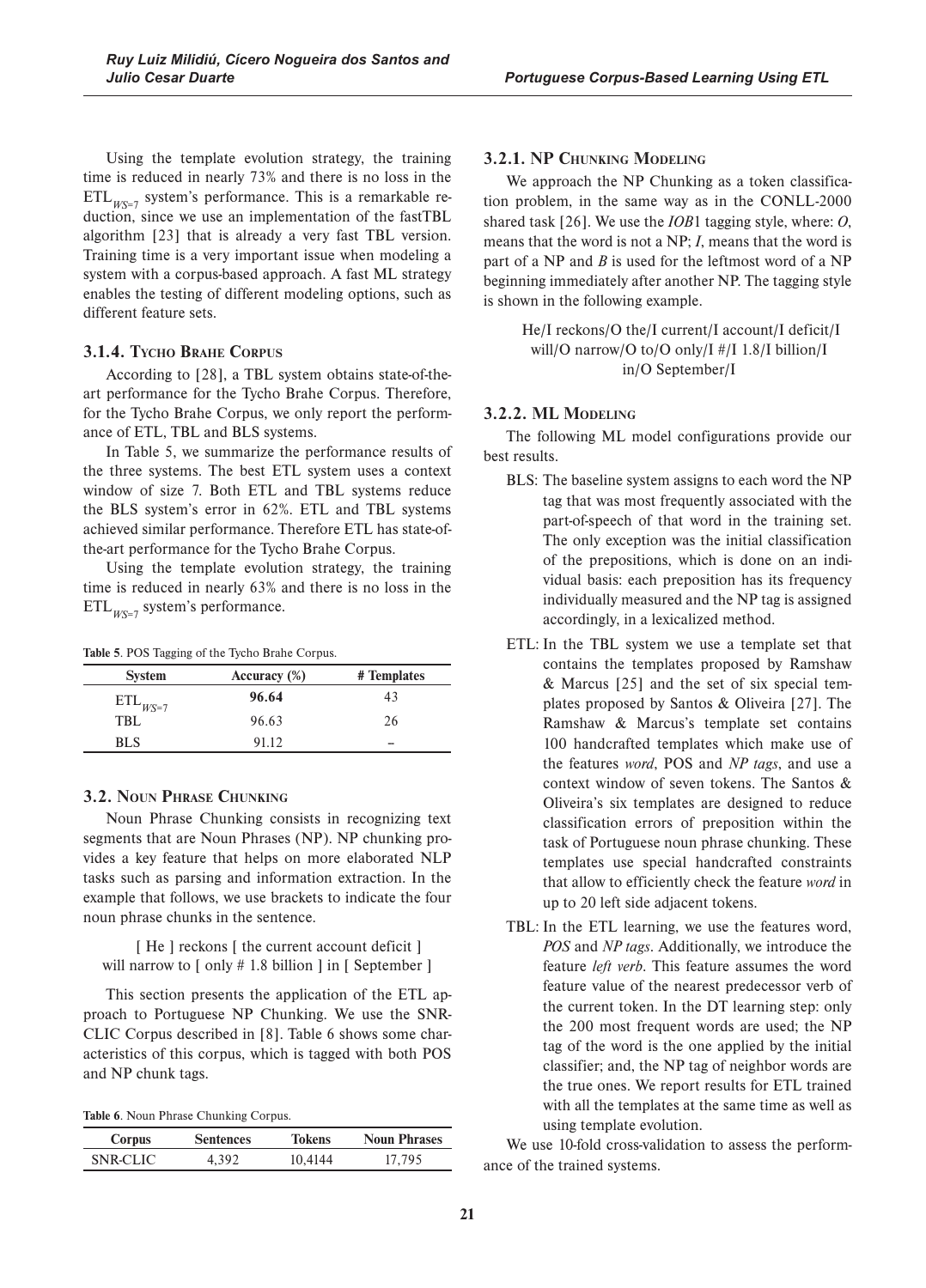Using the template evolution strategy, the training time is reduced in nearly 73% and there is no loss in the $ETL_{WS=7}$ system's performance. This is a remarkable reduction, since we use an implementation of the fastTBL algorithm [23] that is already a very fast TBL version. Training time is a very important issue when modeling a system with a corpus-based approach. A fast ML strategy enables the testing of different modeling options, such as different feature sets.

### 3.1.4. Tycho Brahe Corpus

According to [28], a TBL system obtains state-of-the-art performance for the Tycho Brahe Corpus. Therefore, for the Tycho Brahe Corpus, we only report the performance of ETL, TBL and BLS systems.

In Table 5, we summarize the performance results of the three systems. The best ETL system uses a context window of size 7. Both ETL and TBL systems reduce the BLS system's error in 62%. ETL and TBL systems achieved similar performance. Therefore ETL has state-of-the-art performance for the Tycho Brahe Corpus.

Using the template evolution strategy, the training time is reduced in nearly 63% and there is no loss in the $ETL_{WS=7}$ system's performance.

**Table 5**. POS Tagging of the Tycho Brahe Corpus.

| System | Accuracy (%) | # Templates |
|---|---|---|
| $ETL_{WS=7}$ | **96.64** | 43 |
| TBL | 96.63 | 26 |
| BLS | 91.12 | – |

## 3.2. Noun Phrase Chunking

Noun Phrase Chunking consists in recognizing text segments that are Noun Phrases (NP). NP chunking provides a key feature that helps on more elaborated NLP tasks such as parsing and information extraction. In the example that follows, we use brackets to indicate the four noun phrase chunks in the sentence.

[ He ] reckons [ the current account deficit ] will narrow to [ only # 1.8 billion ] in [ September ]

This section presents the application of the ETL approach to Portuguese NP Chunking. We use the SNR-CLIC Corpus described in [8]. Table 6 shows some characteristics of this corpus, which is tagged with both POS and NP chunk tags.

**Table 6**. Noun Phrase Chunking Corpus.

| Corpus | Sentences | Tokens | Noun Phrases |
|---|---|---|---|
| SNR-CLIC | 4,392 | 10,4144 | 17,795 |

### 3.2.1. NP Chunking Modeling

We approach the NP Chunking as a token classification problem, in the same way as in the CONLL-2000 shared task [26]. We use the *IOB*1 tagging style, where: *O*, means that the word is not a NP; *I*, means that the word is part of a NP and *B* is used for the leftmost word of a NP beginning immediately after another NP. The tagging style is shown in the following example.

He/I reckons/O the/I current/I account/I deficit/I will/O narrow/O to/O only/I #/I 1.8/I billion/I in/O September/I

### 3.2.2. ML Modeling

The following ML model configurations provide our best results.

- BLS: The baseline system assigns to each word the NP tag that was most frequently associated with the part-of-speech of that word in the training set. The only exception was the initial classification of the prepositions, which is done on an individual basis: each preposition has its frequency individually measured and the NP tag is assigned accordingly, in a lexicalized method.
- ETL: In the TBL system we use a template set that contains the templates proposed by Ramshaw & Marcus [25] and the set of six special templates proposed by Santos & Oliveira [27]. The Ramshaw & Marcus's template set contains 100 handcrafted templates which make use of the features *word*, POS and *NP tags*, and use a context window of seven tokens. The Santos & Oliveira's six templates are designed to reduce classification errors of preposition within the task of Portuguese noun phrase chunking. These templates use special handcrafted constraints that allow to efficiently check the feature *word* in up to 20 left side adjacent tokens.
- TBL: In the ETL learning, we use the features word, *POS* and *NP tags*. Additionally, we introduce the feature *left verb*. This feature assumes the word feature value of the nearest predecessor verb of the current token. In the DT learning step: only the 200 most frequent words are used; the NP tag of the word is the one applied by the initial classifier; and, the NP tag of neighbor words are the true ones. We report results for ETL trained with all the templates at the same time as well as using template evolution.

We use 10-fold cross-validation to assess the performance of the trained systems.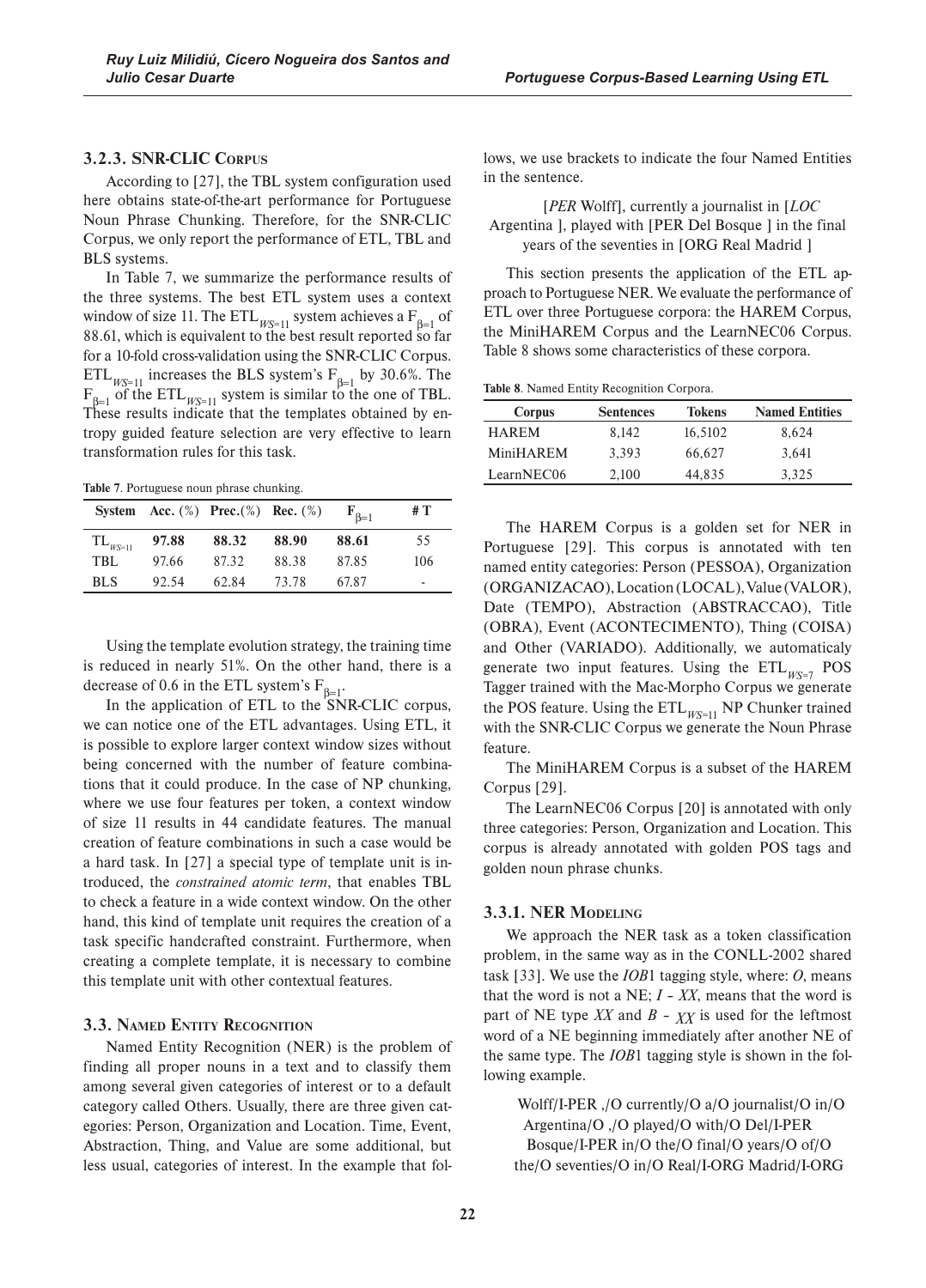### 3.2.3. SNR-CLIC Corpus

According to [27], the TBL system configuration used here obtains state-of-the-art performance for Portuguese Noun Phrase Chunking. Therefore, for the SNR-CLIC Corpus, we only report the performance of ETL, TBL and BLS systems.

In Table 7, we summarize the performance results of the three systems. The best ETL system uses a context window of size 11. The $ETL_{WS=11}$ system achieves a $F_{\beta=1}$ of 88.61, which is equivalent to the best result reported so far for a 10-fold cross-validation using the SNR-CLIC Corpus. $ETL_{WS=11}$ increases the BLS system's $F_{\beta=1}$ by 30.6%. The $F_{\beta=1}$ of the $ETL_{WS=11}$ system is similar to the one of TBL. These results indicate that the templates obtained by entropy guided feature selection are very effective to learn transformation rules for this task.

**Table 7**. Portuguese noun phrase chunking.

| System | Acc. (%) | Prec.(%) | Rec. (%) | $F_{\beta=1}$ | # T |
|---|---|---|---|---|---|
| $TL_{WS=11}$ | **97.88** | **88.32** | **88.90** | **88.61** | 55 |
| TBL | 97.66 | 87.32 | 88.38 | 87.85 | 106 |
| BLS | 92.54 | 62.84 | 73.78 | 67.87 | - |

Using the template evolution strategy, the training time is reduced in nearly 51%. On the other hand, there is a decrease of 0.6 in the ETL system's $F_{\beta=1}$.

In the application of ETL to the SNR-CLIC corpus, we can notice one of the ETL advantages. Using ETL, it is possible to explore larger context window sizes without being concerned with the number of feature combinations that it could produce. In the case of NP chunking, where we use four features per token, a context window of size 11 results in 44 candidate features. The manual creation of feature combinations in such a case would be a hard task. In [27] a special type of template unit is introduced, the *constrained atomic term*, that enables TBL to check a feature in a wide context window. On the other hand, this kind of template unit requires the creation of a task specific handcrafted constraint. Furthermore, when creating a complete template, it is necessary to combine this template unit with other contextual features.

## 3.3. Named Entity Recognition

Named Entity Recognition (NER) is the problem of finding all proper nouns in a text and to classify them among several given categories of interest or to a default category called Others. Usually, there are three given categories: Person, Organization and Location. Time, Event, Abstraction, Thing, and Value are some additional, but less usual, categories of interest. In the example that follows, we use brackets to indicate the four Named Entities in the sentence.

[*PER* Wolff], currently a journalist in [*LOC* Argentina ], played with [PER Del Bosque ] in the final years of the seventies in [ORG Real Madrid ]

This section presents the application of the ETL approach to Portuguese NER. We evaluate the performance of ETL over three Portuguese corpora: the HAREM Corpus, the MiniHAREM Corpus and the LearnNEC06 Corpus. Table 8 shows some characteristics of these corpora.

**Table 8**. Named Entity Recognition Corpora.

| Corpus | Sentences | Tokens | Named Entities |
|---|---|---|---|
| HAREM | 8,142 | 16,5102 | 8,624 |
| MiniHAREM | 3,393 | 66,627 | 3,641 |
| LearnNEC06 | 2,100 | 44,835 | 3,325 |

The HAREM Corpus is a golden set for NER in Portuguese [29]. This corpus is annotated with ten named entity categories: Person (PESSOA), Organization (ORGANIZACAO), Location (LOCAL), Value (VALOR), Date (TEMPO), Abstraction (ABSTRACCAO), Title (OBRA), Event (ACONTECIMENTO), Thing (COISA) and Other (VARIADO). Additionally, we automaticaly generate two input features. Using the $ETL_{WS=7}$ POS Tagger trained with the Mac-Morpho Corpus we generate the POS feature. Using the $ETL_{WS=11}$ NP Chunker trained with the SNR-CLIC Corpus we generate the Noun Phrase feature.

The MiniHAREM Corpus is a subset of the HAREM Corpus [29].

The LearnNEC06 Corpus [20] is annotated with only three categories: Person, Organization and Location. This corpus is already annotated with golden POS tags and golden noun phrase chunks.

### 3.3.1. NER Modeling

We approach the NER task as a token classification problem, in the same way as in the CONLL-2002 shared task [33]. We use the *IOB*1 tagging style, where: *O*, means that the word is not a NE; *I - XX*, means that the word is part of NE type *XX* and *B - XX* is used for the leftmost word of a NE beginning immediately after another NE of the same type. The *IOB*1 tagging style is shown in the following example.

Wolff/I-PER ,/O currently/O a/O journalist/O in/O Argentina/O ,/O played/O with/O Del/I-PER Bosque/I-PER in/O the/O final/O years/O of/O the/O seventies/O in/O Real/I-ORG Madrid/I-ORG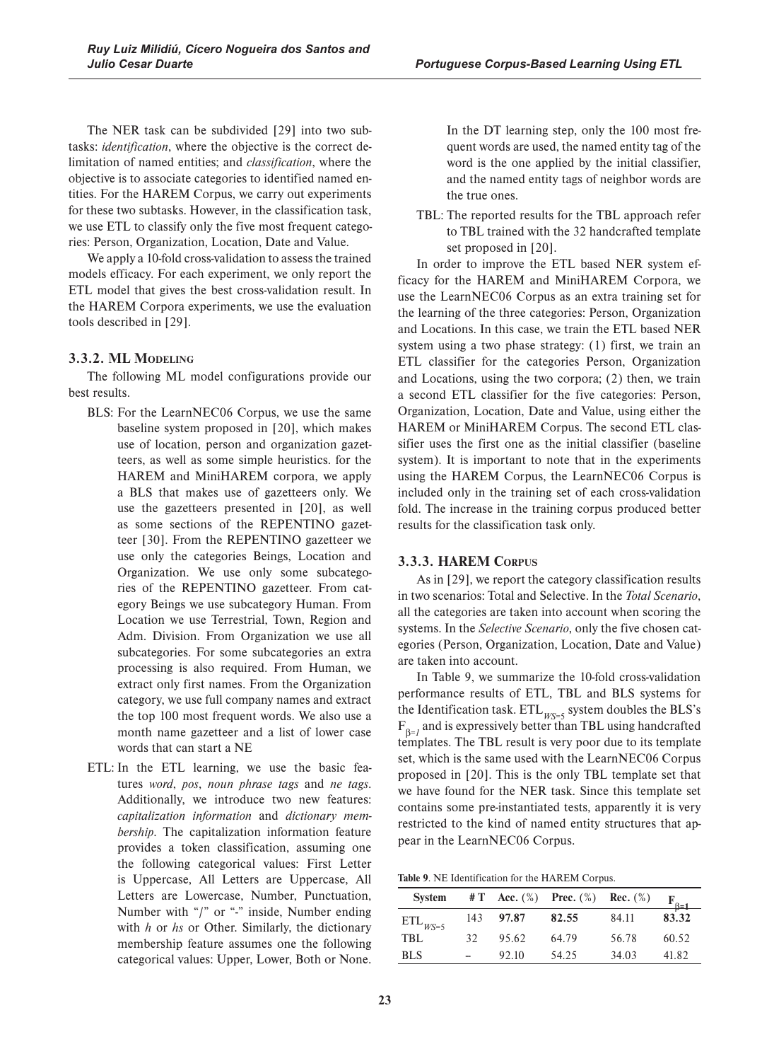The NER task can be subdivided [29] into two subtasks: *identification*, where the objective is the correct delimitation of named entities; and *classification*, where the objective is to associate categories to identified named entities. For the HAREM Corpus, we carry out experiments for these two subtasks. However, in the classification task, we use ETL to classify only the five most frequent categories: Person, Organization, Location, Date and Value.

We apply a 10-fold cross-validation to assess the trained models efficacy. For each experiment, we only report the ETL model that gives the best cross-validation result. In the HAREM Corpora experiments, we use the evaluation tools described in [29].

### 3.3.2. ML Modeling

The following ML model configurations provide our best results.

- BLS: For the LearnNEC06 Corpus, we use the same baseline system proposed in [20], which makes use of location, person and organization gazetteers, as well as some simple heuristics. for the HAREM and MiniHAREM corpora, we apply a BLS that makes use of gazetteers only. We use the gazetteers presented in [20], as well as some sections of the REPENTINO gazetteer [30]. From the REPENTINO gazetteer we use only the categories Beings, Location and Organization. We use only some subcategories of the REPENTINO gazetteer. From category Beings we use subcategory Human. From Location we use Terrestrial, Town, Region and Adm. Division. From Organization we use all subcategories. For some subcategories an extra processing is also required. From Human, we extract only first names. From the Organization category, we use full company names and extract the top 100 most frequent words. We also use a month name gazetteer and a list of lower case words that can start a NE
- ETL: In the ETL learning, we use the basic features *word*, *pos*, *noun phrase tags* and *ne tags*. Additionally, we introduce two new features: *capitalization information* and *dictionary membership*. The capitalization information feature provides a token classification, assuming one the following categorical values: First Letter is Uppercase, All Letters are Uppercase, All Letters are Lowercase, Number, Punctuation, Number with "/" or "-" inside, Number ending with *h* or *hs* or Other. Similarly, the dictionary membership feature assumes one the following categorical values: Upper, Lower, Both or None.

  In the DT learning step, only the 100 most frequent words are used, the named entity tag of the word is the one applied by the initial classifier, and the named entity tags of neighbor words are the true ones.
- TBL: The reported results for the TBL approach refer to TBL trained with the 32 handcrafted template set proposed in [20].

In order to improve the ETL based NER system efficacy for the HAREM and MiniHAREM Corpora, we use the LearnNEC06 Corpus as an extra training set for the learning of the three categories: Person, Organization and Locations. In this case, we train the ETL based NER system using a two phase strategy: (1) first, we train an ETL classifier for the categories Person, Organization and Locations, using the two corpora; (2) then, we train a second ETL classifier for the five categories: Person, Organization, Location, Date and Value, using either the HAREM or MiniHAREM Corpus. The second ETL classifier uses the first one as the initial classifier (baseline system). It is important to note that in the experiments using the HAREM Corpus, the LearnNEC06 Corpus is included only in the training set of each cross-validation fold. The increase in the training corpus produced better results for the classification task only.

### 3.3.3. HAREM Corpus

As in [29], we report the category classification results in two scenarios: Total and Selective. In the *Total Scenario*, all the categories are taken into account when scoring the systems. In the *Selective Scenario*, only the five chosen categories (Person, Organization, Location, Date and Value) are taken into account.

In Table 9, we summarize the 10-fold cross-validation performance results of ETL, TBL and BLS systems for the Identification task. $ETL_{WS=5}$ system doubles the BLS's $F_{\beta=1}$ and is expressively better than TBL using handcrafted templates. The TBL result is very poor due to its template set, which is the same used with the LearnNEC06 Corpus proposed in [20]. This is the only TBL template set that we have found for the NER task. Since this template set contains some pre-instantiated tests, apparently it is very restricted to the kind of named entity structures that appear in the LearnNEC06 Corpus.

**Table 9**. NE Identification for the HAREM Corpus.

| System | # T | Acc. (%) | Prec. (%) | Rec. (%) | $F_{\beta=1}$ |
|---|---|---|---|---|---|
| $ETL_{WS=5}$ | 143 | **97.87** | **82.55** | 84.11 | **83.32** |
| TBL | 32 | 95.62 | 64.79 | 56.78 | 60.52 |
| BLS | – | 92.10 | 54.25 | 34.03 | 41.82 |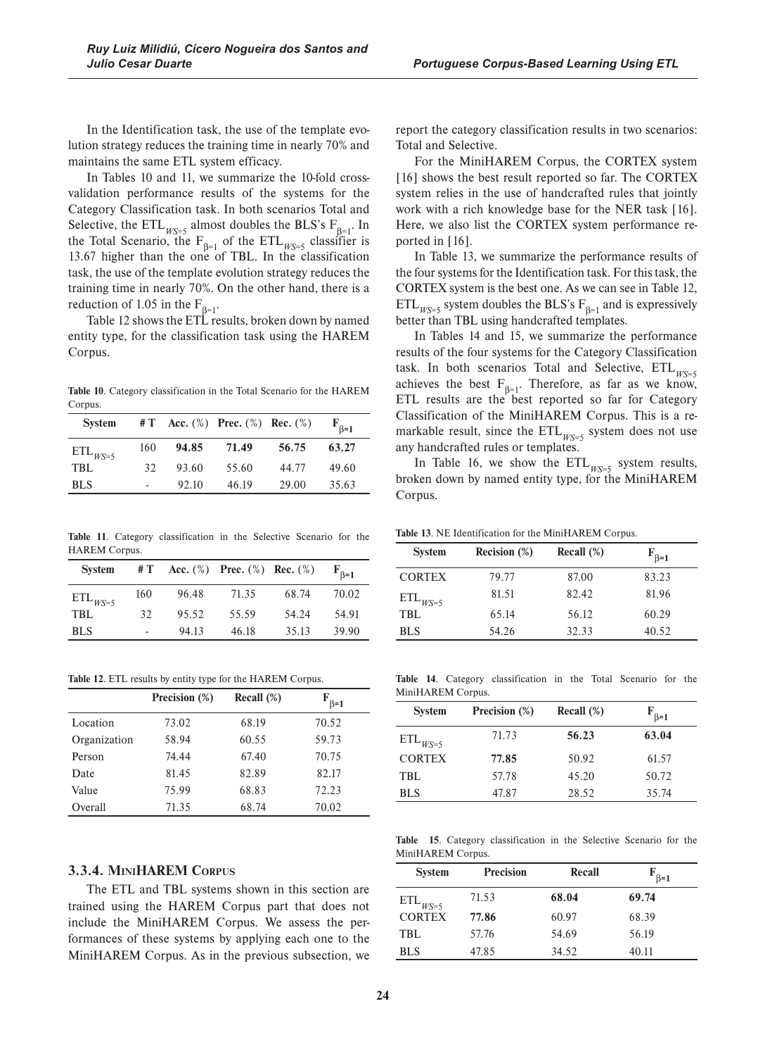In the Identification task, the use of the template evolution strategy reduces the training time in nearly 70% and maintains the same ETL system efficacy.

In Tables 10 and 11, we summarize the 10-fold cross-validation performance results of the systems for the Category Classification task. In both scenarios Total and Selective, the $ETL_{WS=5}$ almost doubles the BLS's $F_{\beta=1}$. In the Total Scenario, the $F_{\beta=1}$ of the $ETL_{WS=5}$ classifier is 13.67 higher than the one of TBL. In the classification task, the use of the template evolution strategy reduces the training time in nearly 70%. On the other hand, there is a reduction of 1.05 in the $F_{\beta=1}$.

Table 12 shows the ETL results, broken down by named entity type, for the classification task using the HAREM Corpus.

**Table 10**. Category classification in the Total Scenario for the HAREM Corpus.

| System | # T | Acc. (%) | Prec. (%) | Rec. (%) | $F_{\beta=1}$ |
|---|---|---|---|---|---|
| $ETL_{WS=5}$ | 160 | **94.85** | **71.49** | **56.75** | **63.27** |
| TBL | 32 | 93.60 | 55.60 | 44.77 | 49.60 |
| BLS | - | 92.10 | 46.19 | 29.00 | 35.63 |

**Table 11**. Category classification in the Selective Scenario for the HAREM Corpus.

| System | # T | Acc. (%) | Prec. (%) | Rec. (%) | $F_{\beta=1}$ |
|---|---|---|---|---|---|
| $ETL_{WS=5}$ | 160 | 96.48 | 71.35 | 68.74 | 70.02 |
| TBL | 32 | 95.52 | 55.59 | 54.24 | 54.91 |
| BLS | - | 94.13 | 46.18 | 35.13 | 39.90 |

**Table 12**. ETL results by entity type for the HAREM Corpus.

| | Precision (%) | Recall (%) | $F_{\beta=1}$ |
|---|---|---|---|
| Location | 73.02 | 68.19 | 70.52 |
| Organization | 58.94 | 60.55 | 59.73 |
| Person | 74.44 | 67.40 | 70.75 |
| Date | 81.45 | 82.89 | 82.17 |
| Value | 75.99 | 68.83 | 72.23 |
| Overall | 71.35 | 68.74 | 70.02 |

### 3.3.4. MiniHAREM Corpus

The ETL and TBL systems shown in this section are trained using the HAREM Corpus part that does not include the MiniHAREM Corpus. We assess the performances of these systems by applying each one to the MiniHAREM Corpus. As in the previous subsection, we report the category classification results in two scenarios: Total and Selective.

For the MiniHAREM Corpus, the CORTEX system [16] shows the best result reported so far. The CORTEX system relies in the use of handcrafted rules that jointly work with a rich knowledge base for the NER task [16]. Here, we also list the CORTEX system performance reported in [16].

In Table 13, we summarize the performance results of the four systems for the Identification task. For this task, the CORTEX system is the best one. As we can see in Table 12, $ETL_{WS=5}$ system doubles the BLS's $F_{\beta=1}$ and is expressively better than TBL using handcrafted templates.

In Tables 14 and 15, we summarize the performance results of the four systems for the Category Classification task. In both scenarios Total and Selective, $ETL_{WS=5}$ achieves the best $F_{\beta=1}$. Therefore, as far as we know, ETL results are the best reported so far for Category Classification of the MiniHAREM Corpus. This is a remarkable result, since the $ETL_{WS=5}$ system does not use any handcrafted rules or templates.

In Table 16, we show the $ETL_{WS=5}$ system results, broken down by named entity type, for the MiniHAREM Corpus.

**Table 13**. NE Identification for the MiniHAREM Corpus.

| System | Recision (%) | Recall (%) | $F_{\beta=1}$ |
|---|---|---|---|
| CORTEX | 79.77 | 87.00 | 83.23 |
| $ETL_{WS=5}$ | 81.51 | 82.42 | 81.96 |
| TBL | 65.14 | 56.12 | 60.29 |
| BLS | 54.26 | 32.33 | 40.52 |

**Table 14**. Category classification in the Total Scenario for the MiniHAREM Corpus.

| System | Precision (%) | Recall (%) | $F_{\beta=1}$ |
|---|---|---|---|
| $ETL_{WS=5}$ | 71.73 | **56.23** | **63.04** |
| CORTEX | **77.85** | 50.92 | 61.57 |
| TBL | 57.78 | 45.20 | 50.72 |
| BLS | 47.87 | 28.52 | 35.74 |

**Table 15**. Category classification in the Selective Scenario for the MiniHAREM Corpus.

| System | Precision | Recall | $F_{\beta=1}$ |
|---|---|---|---|
| $ETL_{WS=5}$ | 71.53 | **68.04** | **69.74** |
| CORTEX | **77.86** | 60.97 | 68.39 |
| TBL | 57.76 | 54.69 | 56.19 |
| BLS | 47.85 | 34.52 | 40.11 |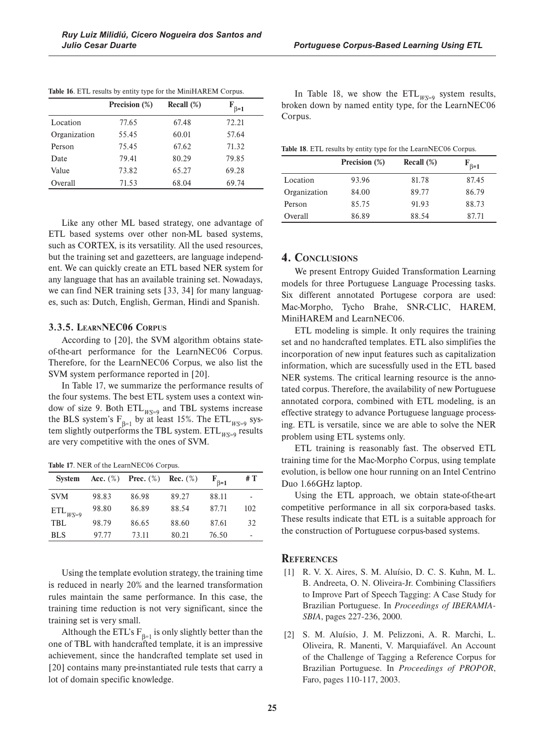**Table 16**. ETL results by entity type for the MiniHAREM Corpus.

| | Precision (%) | Recall (%) | $F_{\beta=1}$ |
|---|---|---|---|
| Location | 77.65 | 67.48 | 72.21 |
| Organization | 55.45 | 60.01 | 57.64 |
| Person | 75.45 | 67.62 | 71.32 |
| Date | 79.41 | 80.29 | 79.85 |
| Value | 73.82 | 65.27 | 69.28 |
| Overall | 71.53 | 68.04 | 69.74 |

Like any other ML based strategy, one advantage of ETL based systems over other non-ML based systems, such as CORTEX, is its versatility. All the used resources, but the training set and gazetteers, are language independent. We can quickly create an ETL based NER system for any language that has an available training set. Nowadays, we can find NER training sets [33, 34] for many languages, such as: Dutch, English, German, Hindi and Spanish.

### 3.3.5. LearnNEC06 Corpus

According to [20], the SVM algorithm obtains state-of-the-art performance for the LearnNEC06 Corpus. Therefore, for the LearnNEC06 Corpus, we also list the SVM system performance reported in [20].

In Table 17, we summarize the performance results of the four systems. The best ETL system uses a context window of size 9. Both $ETL_{WS=9}$ and TBL systems increase the BLS system's $F_{\beta=1}$ by at least 15%. The $ETL_{WS=9}$ system slightly outperforms the TBL system. $ETL_{WS=9}$ results are very competitive with the ones of SVM.

**Table 17**. NER of the LearnNEC06 Corpus.

| System | Acc. (%) | Prec. (%) | Rec. (%) | $F_{\beta=1}$ | # T |
|---|---|---|---|---|---|
| SVM | 98.83 | 86.98 | 89.27 | 88.11 | - |
| $ETL_{WS=9}$ | 98.80 | 86.89 | 88.54 | 87.71 | 102 |
| TBL | 98.79 | 86.65 | 88.60 | 87.61 | 32 |
| BLS | 97.77 | 73.11 | 80.21 | 76.50 | - |

Using the template evolution strategy, the training time is reduced in nearly 20% and the learned transformation rules maintain the same performance. In this case, the training time reduction is not very significant, since the training set is very small.

Although the ETL's $F_{\beta=1}$ is only slightly better than the one of TBL with handcrafted template, it is an impressive achievement, since the handcrafted template set used in [20] contains many pre-instantiated rule tests that carry a lot of domain specific knowledge.

In Table 18, we show the $ETL_{WS=9}$ system results, broken down by named entity type, for the LearnNEC06 Corpus.

**Table 18**. ETL results by entity type for the LearnNEC06 Corpus.

| | Precision (%) | Recall (%) | $F_{\beta=1}$ |
|---|---|---|---|
| Location | 93.96 | 81.78 | 87.45 |
| Organization | 84.00 | 89.77 | 86.79 |
| Person | 85.75 | 91.93 | 88.73 |
| Overall | 86.89 | 88.54 | 87.71 |

## 4. Conclusions

We present Entropy Guided Transformation Learning models for three Portuguese Language Processing tasks. Six different annotated Portugese corpora are used: Mac-Morpho, Tycho Brahe, SNR-CLIC, HAREM, MiniHAREM and LearnNEC06.

ETL modeling is simple. It only requires the training set and no handcrafted templates. ETL also simplifies the incorporation of new input features such as capitalization information, which are sucessfully used in the ETL based NER systems. The critical learning resource is the annotated corpus. Therefore, the availability of new Portuguese annotated corpora, combined with ETL modeling, is an effective strategy to advance Portuguese language processing. ETL is versatile, since we are able to solve the NER problem using ETL systems only.

ETL training is reasonably fast. The observed ETL training time for the Mac-Morpho Corpus, using template evolution, is bellow one hour running on an Intel Centrino Duo 1.66GHz laptop.

Using the ETL approach, we obtain state-of-the-art competitive performance in all six corpora-based tasks. These results indicate that ETL is a suitable approach for the construction of Portuguese corpus-based systems.

## References

[1] R. V. X. Aires, S. M. Aluísio, D. C. S. Kuhn, M. L. B. Andreeta, O. N. Oliveira-Jr. Combining Classifiers to Improve Part of Speech Tagging: A Case Study for Brazilian Portuguese. In *Proceedings of IBERAMIA-SBIA*, pages 227-236, 2000.

[2] S. M. Aluísio, J. M. Pelizzoni, A. R. Marchi, L. Oliveira, R. Manenti, V. Marquiafável. An Account of the Challenge of Tagging a Reference Corpus for Brazilian Portuguese. In *Proceedings of PROPOR*, Faro, pages 110-117, 2003.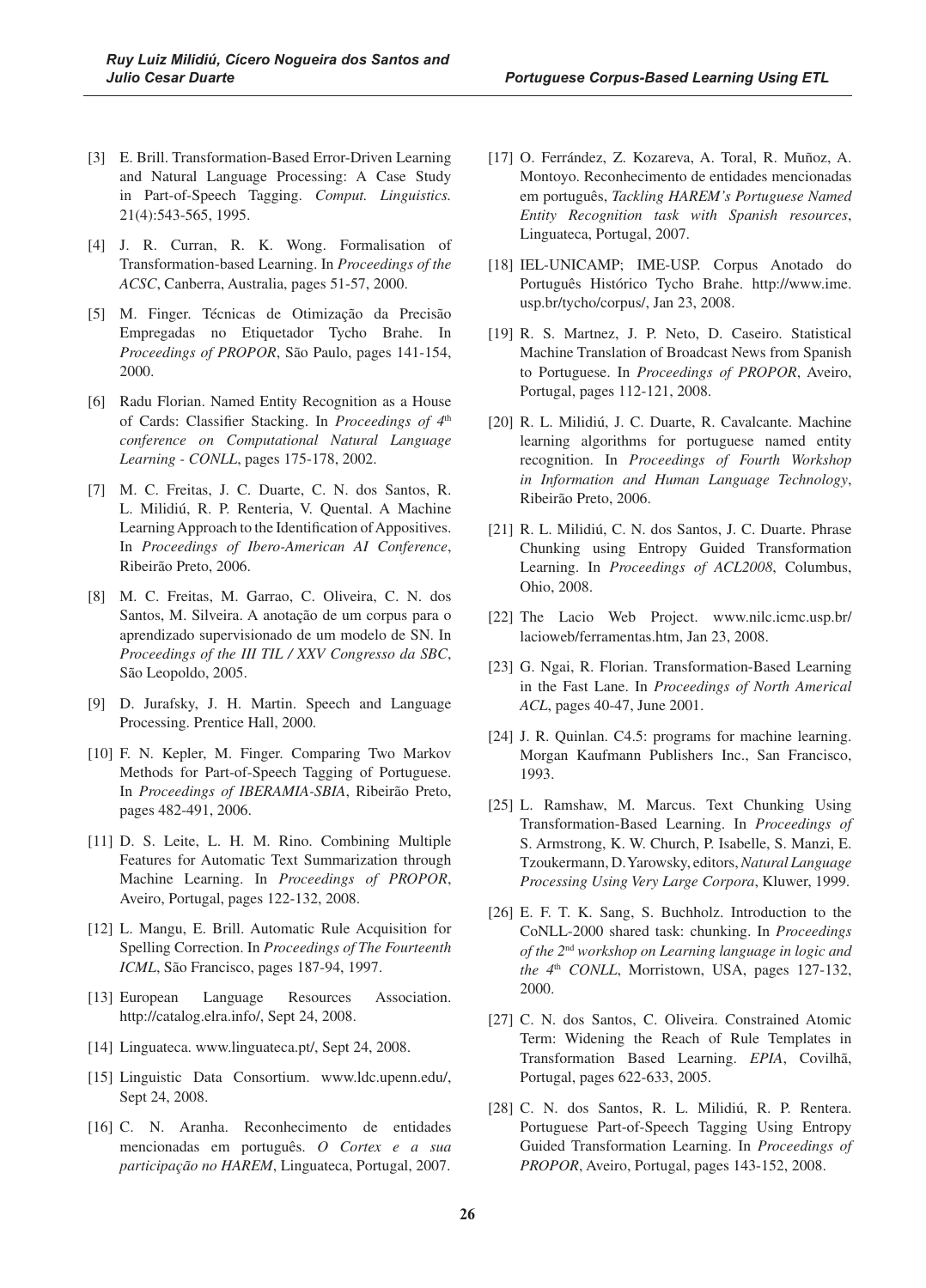[3] E. Brill. Transformation-Based Error-Driven Learning and Natural Language Processing: A Case Study in Part-of-Speech Tagging. *Comput. Linguistics.* 21(4):543-565, 1995.

[4] J. R. Curran, R. K. Wong. Formalisation of Transformation-based Learning. In *Proceedings of the ACSC*, Canberra, Australia, pages 51-57, 2000.

[5] M. Finger. Técnicas de Otimização da Precisão Empregadas no Etiquetador Tycho Brahe. In *Proceedings of PROPOR*, São Paulo, pages 141-154, 2000.

[6] Radu Florian. Named Entity Recognition as a House of Cards: Classifier Stacking. In *Proceedings of 4th conference on Computational Natural Language Learning - CONLL*, pages 175-178, 2002.

[7] M. C. Freitas, J. C. Duarte, C. N. dos Santos, R. L. Milidiú, R. P. Renteria, V. Quental. A Machine Learning Approach to the Identification of Appositives. In *Proceedings of Ibero-American AI Conference*, Ribeirão Preto, 2006.

[8] M. C. Freitas, M. Garrao, C. Oliveira, C. N. dos Santos, M. Silveira. A anotação de um corpus para o aprendizado supervisionado de um modelo de SN. In *Proceedings of the III TIL / XXV Congresso da SBC*, São Leopoldo, 2005.

[9] D. Jurafsky, J. H. Martin. Speech and Language Processing. Prentice Hall, 2000.

[10] F. N. Kepler, M. Finger. Comparing Two Markov Methods for Part-of-Speech Tagging of Portuguese. In *Proceedings of IBERAMIA-SBIA*, Ribeirão Preto, pages 482-491, 2006.

[11] D. S. Leite, L. H. M. Rino. Combining Multiple Features for Automatic Text Summarization through Machine Learning. In *Proceedings of PROPOR*, Aveiro, Portugal, pages 122-132, 2008.

[12] L. Mangu, E. Brill. Automatic Rule Acquisition for Spelling Correction. In *Proceedings of The Fourteenth ICML*, São Francisco, pages 187-94, 1997.

[13] European Language Resources Association. http://catalog.elra.info/, Sept 24, 2008.

[14] Linguateca. www.linguateca.pt/, Sept 24, 2008.

[15] Linguistic Data Consortium. www.ldc.upenn.edu/, Sept 24, 2008.

[16] C. N. Aranha. Reconhecimento de entidades mencionadas em português. *O Cortex e a sua participação no HAREM*, Linguateca, Portugal, 2007.

[17] O. Ferrández, Z. Kozareva, A. Toral, R. Muñoz, A. Montoyo. Reconhecimento de entidades mencionadas em português, *Tackling HAREM's Portuguese Named Entity Recognition task with Spanish resources*, Linguateca, Portugal, 2007.

[18] IEL-UNICAMP; IME-USP. Corpus Anotado do Português Histórico Tycho Brahe. http://www.ime.usp.br/tycho/corpus/, Jan 23, 2008.

[19] R. S. Martnez, J. P. Neto, D. Caseiro. Statistical Machine Translation of Broadcast News from Spanish to Portuguese. In *Proceedings of PROPOR*, Aveiro, Portugal, pages 112-121, 2008.

[20] R. L. Milidiú, J. C. Duarte, R. Cavalcante. Machine learning algorithms for portuguese named entity recognition. In *Proceedings of Fourth Workshop in Information and Human Language Technology*, Ribeirão Preto, 2006.

[21] R. L. Milidiú, C. N. dos Santos, J. C. Duarte. Phrase Chunking using Entropy Guided Transformation Learning. In *Proceedings of ACL2008*, Columbus, Ohio, 2008.

[22] The Lacio Web Project. www.nilc.icmc.usp.br/lacioweb/ferramentas.htm, Jan 23, 2008.

[23] G. Ngai, R. Florian. Transformation-Based Learning in the Fast Lane. In *Proceedings of North Americal ACL*, pages 40-47, June 2001.

[24] J. R. Quinlan. C4.5: programs for machine learning. Morgan Kaufmann Publishers Inc., San Francisco, 1993.

[25] L. Ramshaw, M. Marcus. Text Chunking Using Transformation-Based Learning. In *Proceedings of* S. Armstrong, K. W. Church, P. Isabelle, S. Manzi, E. Tzoukermann, D. Yarowsky, editors, *Natural Language Processing Using Very Large Corpora*, Kluwer, 1999.

[26] E. F. T. K. Sang, S. Buchholz. Introduction to the CoNLL-2000 shared task: chunking. In *Proceedings of the 2nd workshop on Learning language in logic and the 4th CONLL*, Morristown, USA, pages 127-132, 2000.

[27] C. N. dos Santos, C. Oliveira. Constrained Atomic Term: Widening the Reach of Rule Templates in Transformation Based Learning. *EPIA*, Covilhã, Portugal, pages 622-633, 2005.

[28] C. N. dos Santos, R. L. Milidiú, R. P. Rentera. Portuguese Part-of-Speech Tagging Using Entropy Guided Transformation Learning. In *Proceedings of PROPOR*, Aveiro, Portugal, pages 143-152, 2008.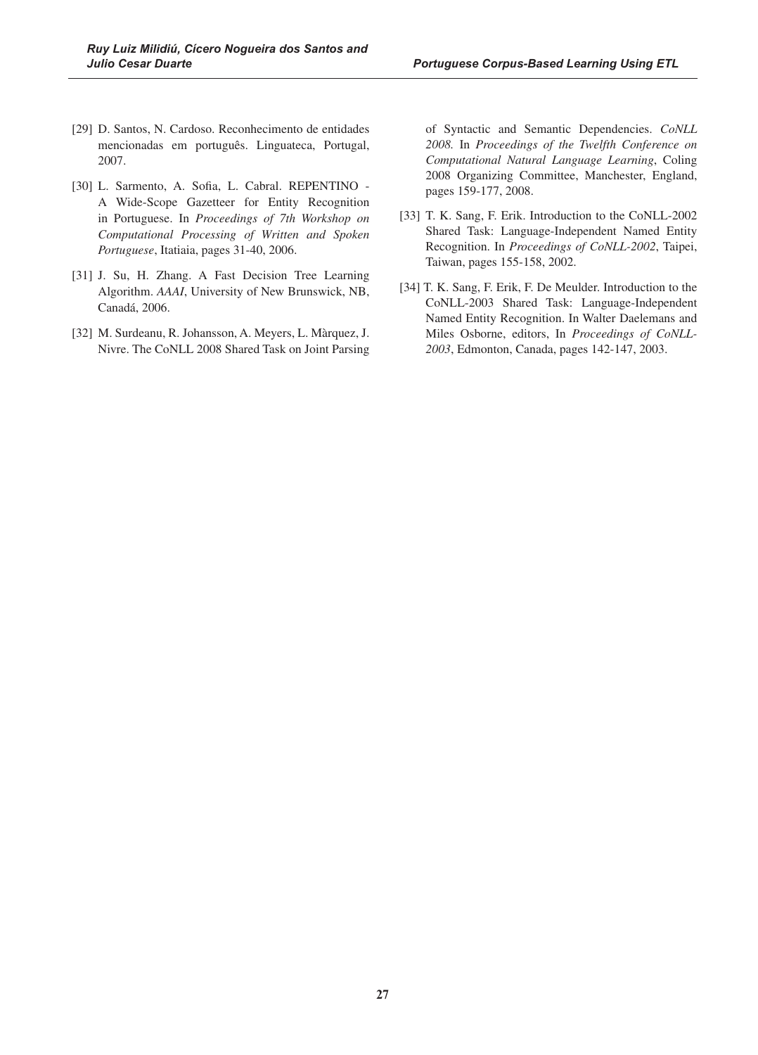[29] D. Santos, N. Cardoso. Reconhecimento de entidades mencionadas em português. Linguateca, Portugal, 2007.

[30] L. Sarmento, A. Sofia, L. Cabral. REPENTINO - A Wide-Scope Gazetteer for Entity Recognition in Portuguese. In *Proceedings of 7th Workshop on Computational Processing of Written and Spoken Portuguese*, Itatiaia, pages 31-40, 2006.

[31] J. Su, H. Zhang. A Fast Decision Tree Learning Algorithm. *AAAI*, University of New Brunswick, NB, Canadá, 2006.

[32] M. Surdeanu, R. Johansson, A. Meyers, L. Màrquez, J. Nivre. The CoNLL 2008 Shared Task on Joint Parsing of Syntactic and Semantic Dependencies. *CoNLL 2008.* In *Proceedings of the Twelfth Conference on Computational Natural Language Learning*, Coling 2008 Organizing Committee, Manchester, England, pages 159-177, 2008.

[33] T. K. Sang, F. Erik. Introduction to the CoNLL-2002 Shared Task: Language-Independent Named Entity Recognition. In *Proceedings of CoNLL-2002*, Taipei, Taiwan, pages 155-158, 2002.

[34] T. K. Sang, F. Erik, F. De Meulder. Introduction to the CoNLL-2003 Shared Task: Language-Independent Named Entity Recognition. In Walter Daelemans and Miles Osborne, editors, In *Proceedings of CoNLL-2003*, Edmonton, Canada, pages 142-147, 2003.